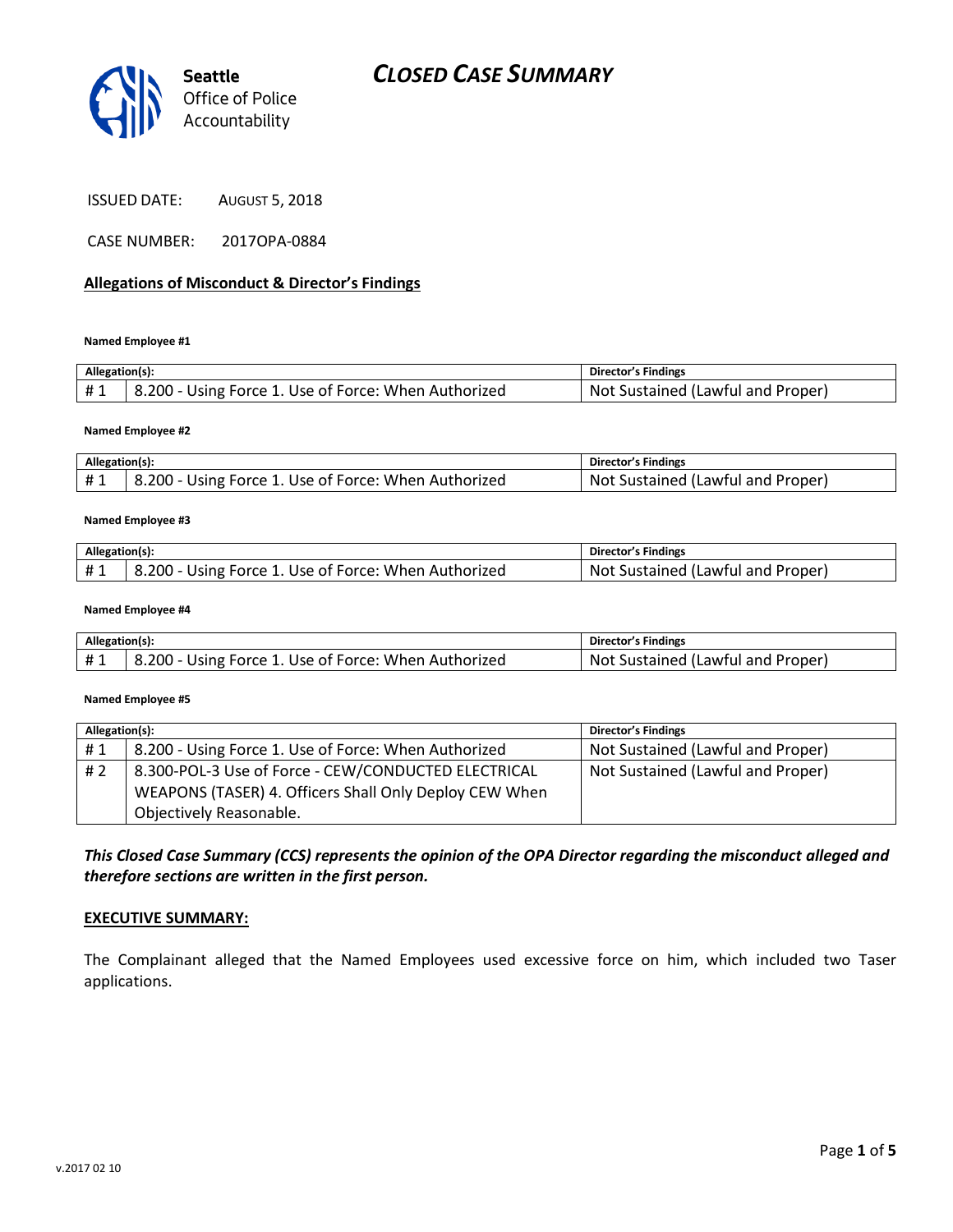Seattle Office of Police Accountability

# CLOSED CASE SUMMARY

ISSUED DATE: AUGUST 5, 2018

CASE NUMBER: 2017OPA-0884

## Allegations of Misconduct & Director's Findings

**Named Employee #1**

| Allegation(s): | | Director's Findings |
|---|---|---|
| # 1 | 8.200 - Using Force 1. Use of Force: When Authorized | Not Sustained (Lawful and Proper) |

**Named Employee #2**

| Allegation(s): | | Director's Findings |
|---|---|---|
| # 1 | 8.200 - Using Force 1. Use of Force: When Authorized | Not Sustained (Lawful and Proper) |

**Named Employee #3**

| Allegation(s): | | Director's Findings |
|---|---|---|
| # 1 | 8.200 - Using Force 1. Use of Force: When Authorized | Not Sustained (Lawful and Proper) |

**Named Employee #4**

| Allegation(s): | | Director's Findings |
|---|---|---|
| # 1 | 8.200 - Using Force 1. Use of Force: When Authorized | Not Sustained (Lawful and Proper) |

**Named Employee #5**

| Allegation(s): | | Director's Findings |
|---|---|---|
| # 1 | 8.200 - Using Force 1. Use of Force: When Authorized | Not Sustained (Lawful and Proper) |
| # 2 | 8.300-POL-3 Use of Force - CEW/CONDUCTED ELECTRICAL WEAPONS (TASER) 4. Officers Shall Only Deploy CEW When Objectively Reasonable. | Not Sustained (Lawful and Proper) |

***This Closed Case Summary (CCS) represents the opinion of the OPA Director regarding the misconduct alleged and therefore sections are written in the first person.***

## EXECUTIVE SUMMARY:

The Complainant alleged that the Named Employees used excessive force on him, which included two Taser applications.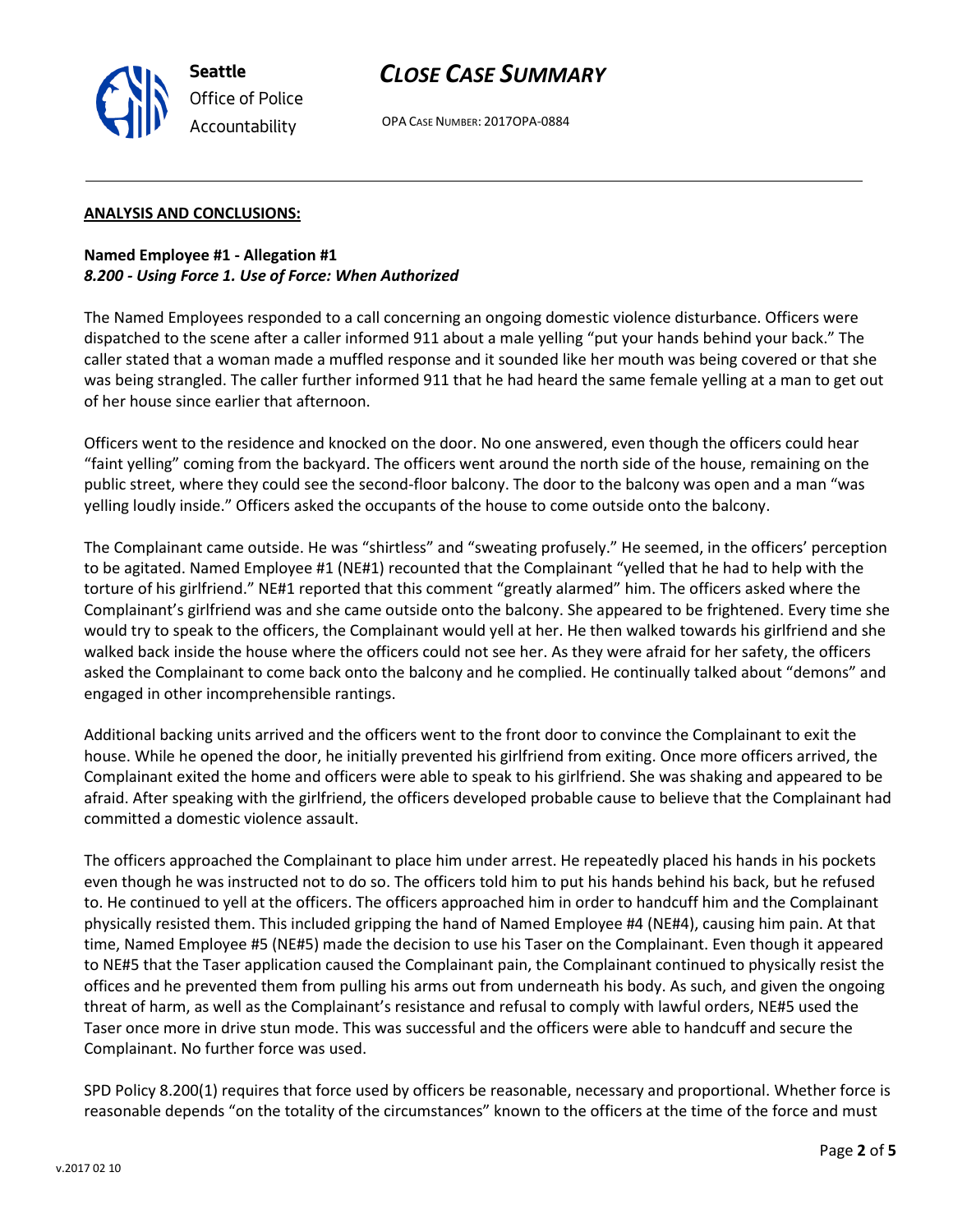## ANALYSIS AND CONCLUSIONS:

**Named Employee #1 - Allegation #1**
***8.200 - Using Force 1. Use of Force: When Authorized***

The Named Employees responded to a call concerning an ongoing domestic violence disturbance. Officers were dispatched to the scene after a caller informed 911 about a male yelling "put your hands behind your back." The caller stated that a woman made a muffled response and it sounded like her mouth was being covered or that she was being strangled. The caller further informed 911 that he had heard the same female yelling at a man to get out of her house since earlier that afternoon.

Officers went to the residence and knocked on the door. No one answered, even though the officers could hear "faint yelling" coming from the backyard. The officers went around the north side of the house, remaining on the public street, where they could see the second-floor balcony. The door to the balcony was open and a man "was yelling loudly inside." Officers asked the occupants of the house to come outside onto the balcony.

The Complainant came outside. He was "shirtless" and "sweating profusely." He seemed, in the officers' perception to be agitated. Named Employee #1 (NE#1) recounted that the Complainant "yelled that he had to help with the torture of his girlfriend." NE#1 reported that this comment "greatly alarmed" him. The officers asked where the Complainant's girlfriend was and she came outside onto the balcony. She appeared to be frightened. Every time she would try to speak to the officers, the Complainant would yell at her. He then walked towards his girlfriend and she walked back inside the house where the officers could not see her. As they were afraid for her safety, the officers asked the Complainant to come back onto the balcony and he complied. He continually talked about "demons" and engaged in other incomprehensible rantings.

Additional backing units arrived and the officers went to the front door to convince the Complainant to exit the house. While he opened the door, he initially prevented his girlfriend from exiting. Once more officers arrived, the Complainant exited the home and officers were able to speak to his girlfriend. She was shaking and appeared to be afraid. After speaking with the girlfriend, the officers developed probable cause to believe that the Complainant had committed a domestic violence assault.

The officers approached the Complainant to place him under arrest. He repeatedly placed his hands in his pockets even though he was instructed not to do so. The officers told him to put his hands behind his back, but he refused to. He continued to yell at the officers. The officers approached him in order to handcuff him and the Complainant physically resisted them. This included gripping the hand of Named Employee #4 (NE#4), causing him pain. At that time, Named Employee #5 (NE#5) made the decision to use his Taser on the Complainant. Even though it appeared to NE#5 that the Taser application caused the Complainant pain, the Complainant continued to physically resist the offices and he prevented them from pulling his arms out from underneath his body. As such, and given the ongoing threat of harm, as well as the Complainant's resistance and refusal to comply with lawful orders, NE#5 used the Taser once more in drive stun mode. This was successful and the officers were able to handcuff and secure the Complainant. No further force was used.

SPD Policy 8.200(1) requires that force used by officers be reasonable, necessary and proportional. Whether force is reasonable depends "on the totality of the circumstances" known to the officers at the time of the force and must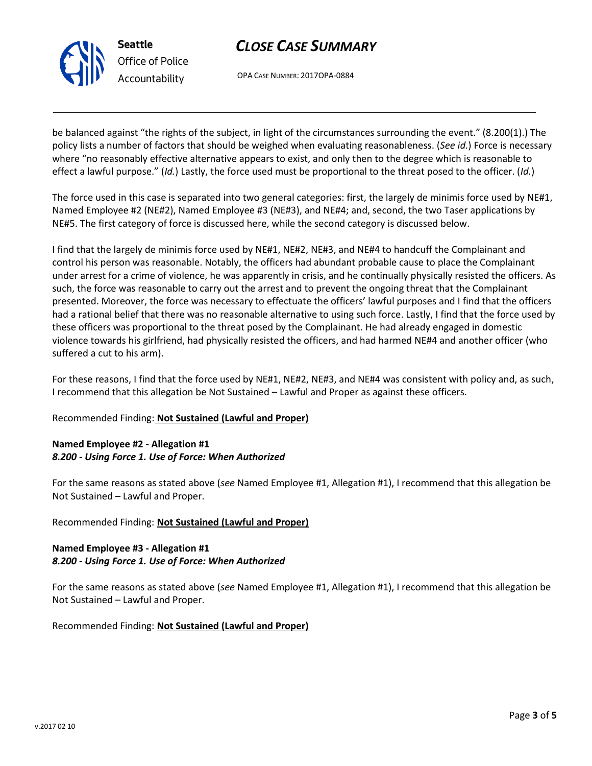be balanced against "the rights of the subject, in light of the circumstances surrounding the event." (8.200(1).) The policy lists a number of factors that should be weighed when evaluating reasonableness. (*See id.*) Force is necessary where "no reasonably effective alternative appears to exist, and only then to the degree which is reasonable to effect a lawful purpose." (*Id.*) Lastly, the force used must be proportional to the threat posed to the officer. (*Id.*)

The force used in this case is separated into two general categories: first, the largely de minimis force used by NE#1, Named Employee #2 (NE#2), Named Employee #3 (NE#3), and NE#4; and, second, the two Taser applications by NE#5. The first category of force is discussed here, while the second category is discussed below.

I find that the largely de minimis force used by NE#1, NE#2, NE#3, and NE#4 to handcuff the Complainant and control his person was reasonable. Notably, the officers had abundant probable cause to place the Complainant under arrest for a crime of violence, he was apparently in crisis, and he continually physically resisted the officers. As such, the force was reasonable to carry out the arrest and to prevent the ongoing threat that the Complainant presented. Moreover, the force was necessary to effectuate the officers' lawful purposes and I find that the officers had a rational belief that there was no reasonable alternative to using such force. Lastly, I find that the force used by these officers was proportional to the threat posed by the Complainant. He had already engaged in domestic violence towards his girlfriend, had physically resisted the officers, and had harmed NE#4 and another officer (who suffered a cut to his arm).

For these reasons, I find that the force used by NE#1, NE#2, NE#3, and NE#4 was consistent with policy and, as such, I recommend that this allegation be Not Sustained – Lawful and Proper as against these officers.

Recommended Finding: **Not Sustained (Lawful and Proper)**

**Named Employee #2 - Allegation #1**
***8.200 - Using Force 1. Use of Force: When Authorized***

For the same reasons as stated above (*see* Named Employee #1, Allegation #1), I recommend that this allegation be Not Sustained – Lawful and Proper.

Recommended Finding: **Not Sustained (Lawful and Proper)**

**Named Employee #3 - Allegation #1**
***8.200 - Using Force 1. Use of Force: When Authorized***

For the same reasons as stated above (*see* Named Employee #1, Allegation #1), I recommend that this allegation be Not Sustained – Lawful and Proper.

Recommended Finding: **Not Sustained (Lawful and Proper)**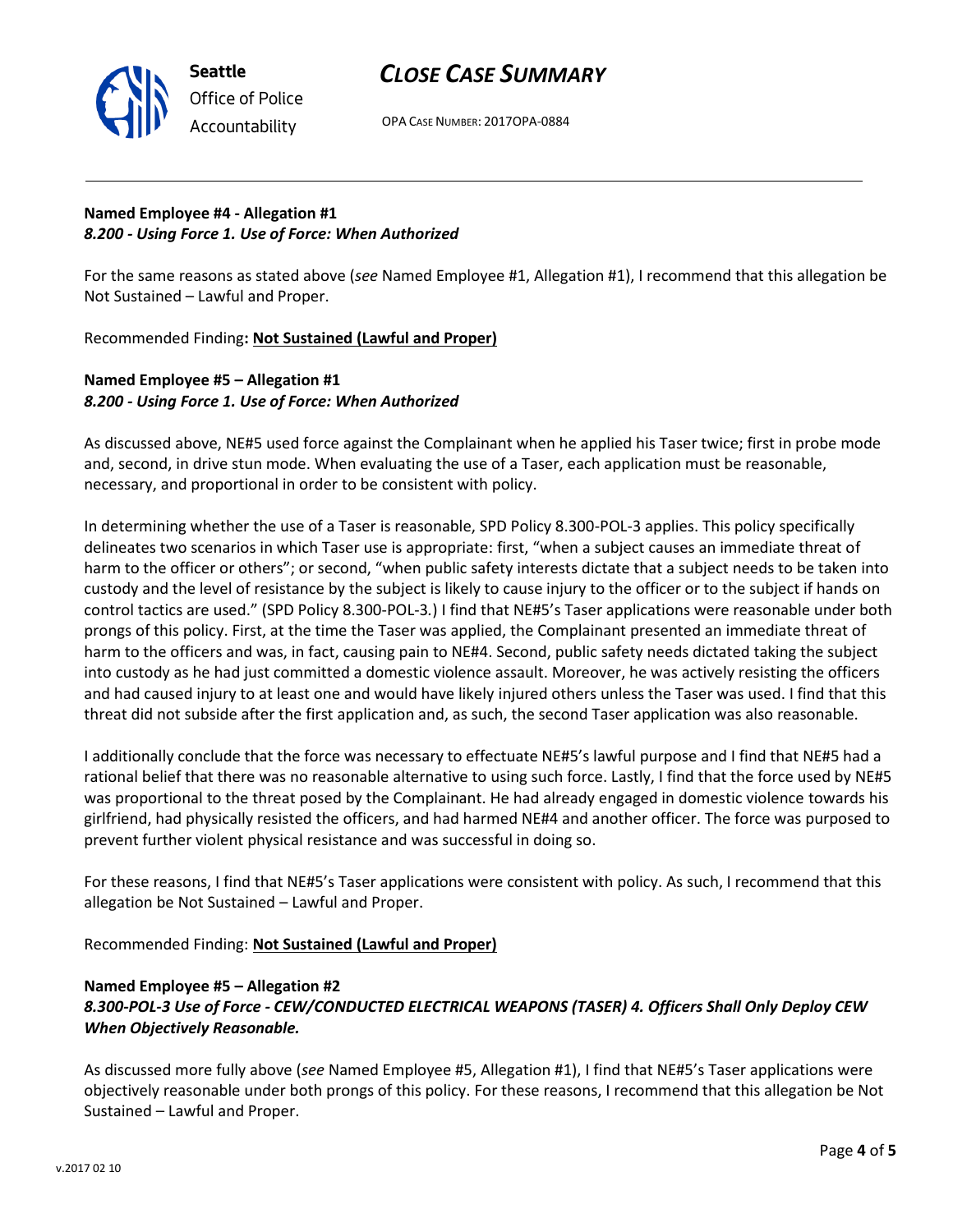**Named Employee #4 - Allegation #1**
*8.200 - Using Force 1. Use of Force: When Authorized*

For the same reasons as stated above (*see* Named Employee #1, Allegation #1), I recommend that this allegation be Not Sustained – Lawful and Proper.

Recommended Finding**: <u>Not Sustained (Lawful and Proper)</u>**

**Named Employee #5 – Allegation #1**
*8.200 - Using Force 1. Use of Force: When Authorized*

As discussed above, NE#5 used force against the Complainant when he applied his Taser twice; first in probe mode and, second, in drive stun mode. When evaluating the use of a Taser, each application must be reasonable, necessary, and proportional in order to be consistent with policy.

In determining whether the use of a Taser is reasonable, SPD Policy 8.300-POL-3 applies. This policy specifically delineates two scenarios in which Taser use is appropriate: first, "when a subject causes an immediate threat of harm to the officer or others"; or second, "when public safety interests dictate that a subject needs to be taken into custody and the level of resistance by the subject is likely to cause injury to the officer or to the subject if hands on control tactics are used." (SPD Policy 8.300-POL-3.) I find that NE#5's Taser applications were reasonable under both prongs of this policy. First, at the time the Taser was applied, the Complainant presented an immediate threat of harm to the officers and was, in fact, causing pain to NE#4. Second, public safety needs dictated taking the subject into custody as he had just committed a domestic violence assault. Moreover, he was actively resisting the officers and had caused injury to at least one and would have likely injured others unless the Taser was used. I find that this threat did not subside after the first application and, as such, the second Taser application was also reasonable.

I additionally conclude that the force was necessary to effectuate NE#5's lawful purpose and I find that NE#5 had a rational belief that there was no reasonable alternative to using such force. Lastly, I find that the force used by NE#5 was proportional to the threat posed by the Complainant. He had already engaged in domestic violence towards his girlfriend, had physically resisted the officers, and had harmed NE#4 and another officer. The force was purposed to prevent further violent physical resistance and was successful in doing so.

For these reasons, I find that NE#5's Taser applications were consistent with policy. As such, I recommend that this allegation be Not Sustained – Lawful and Proper.

Recommended Finding: **<u>Not Sustained (Lawful and Proper)</u>**

**Named Employee #5 – Allegation #2**
***8.300-POL-3 Use of Force - CEW/CONDUCTED ELECTRICAL WEAPONS (TASER) 4. Officers Shall Only Deploy CEW When Objectively Reasonable.***

As discussed more fully above (*see* Named Employee #5, Allegation #1), I find that NE#5's Taser applications were objectively reasonable under both prongs of this policy. For these reasons, I recommend that this allegation be Not Sustained – Lawful and Proper.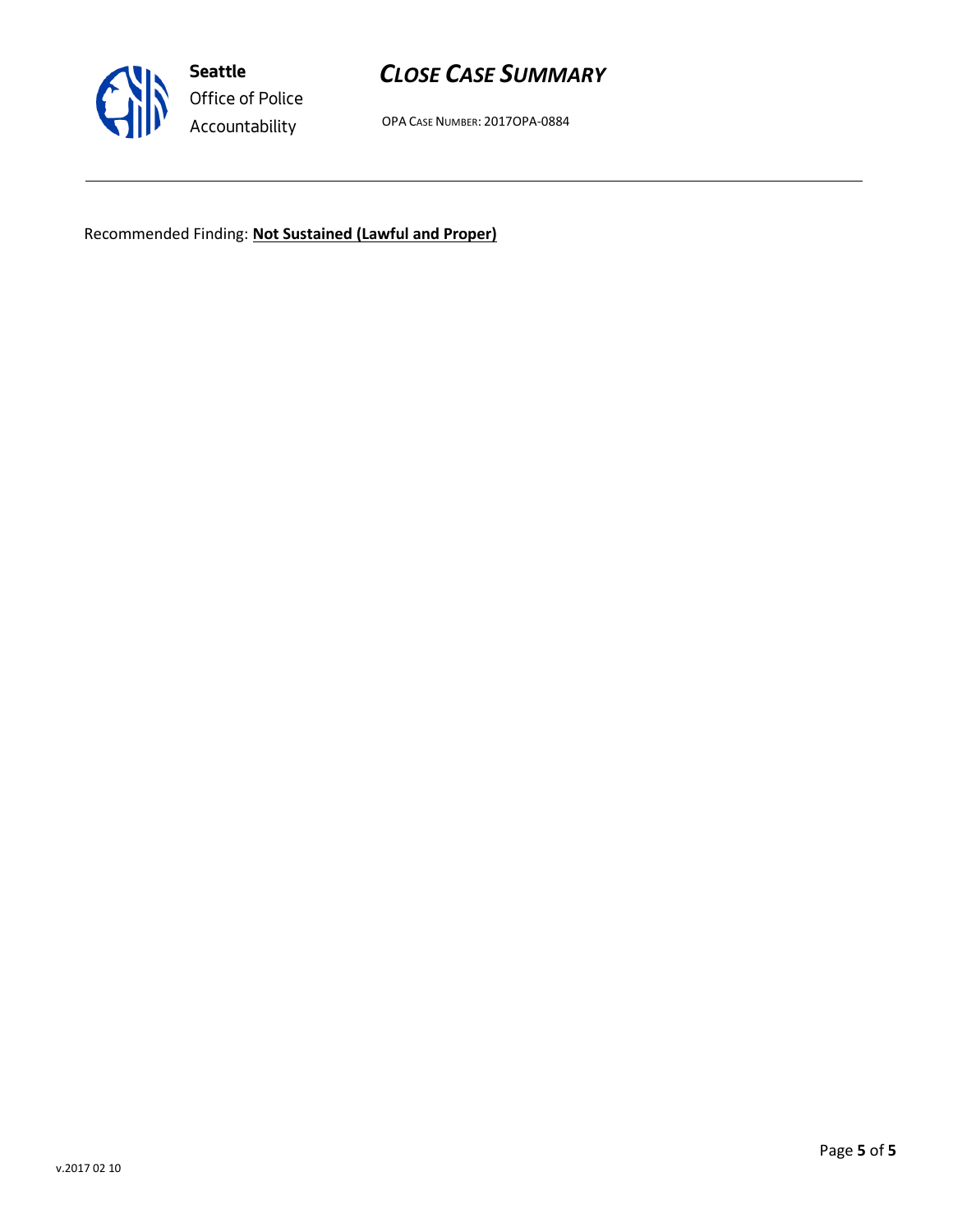Recommended Finding: **Not Sustained (Lawful and Proper)**